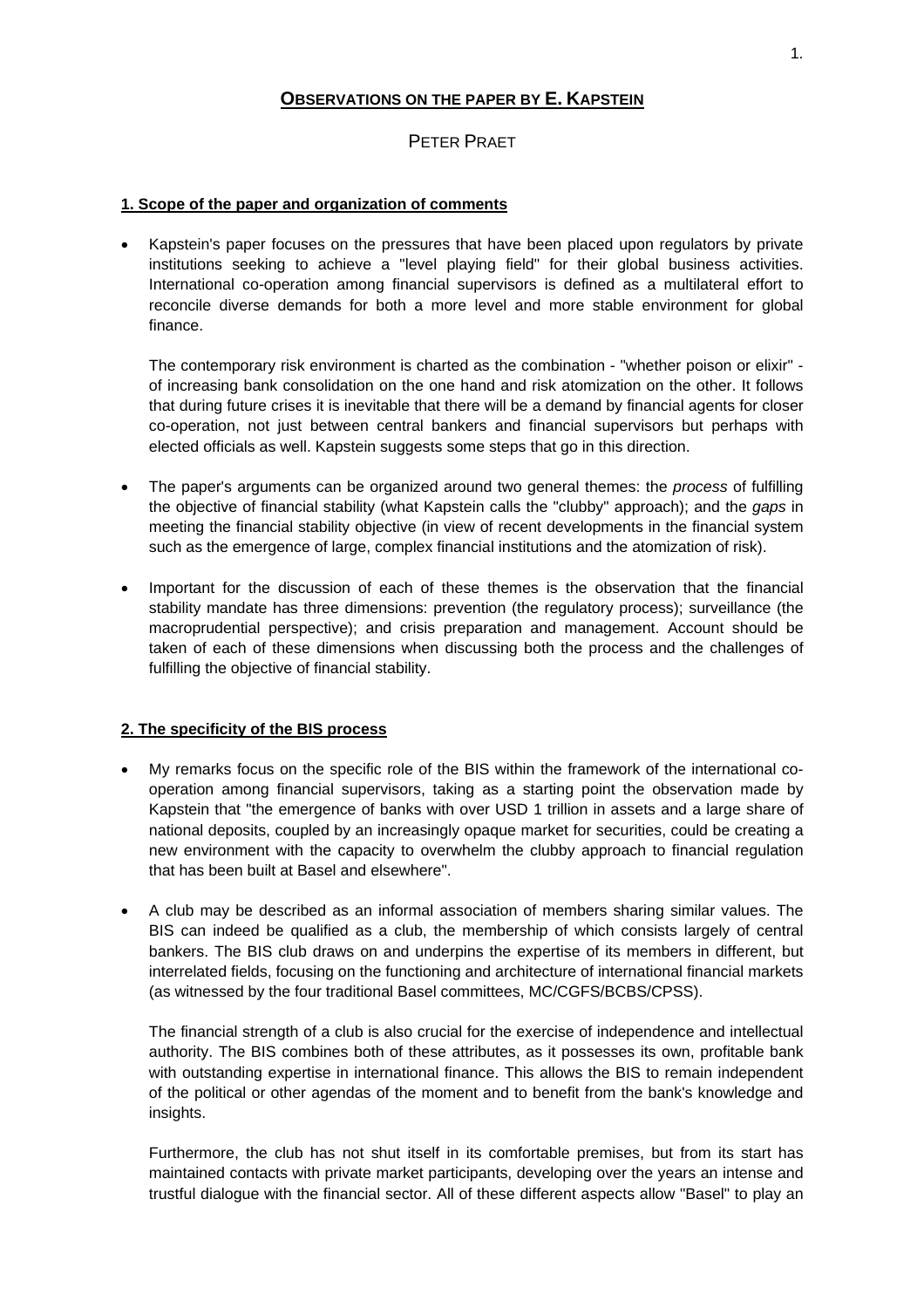# OBSERVATIONS ON THE PAPER BY E. KAPSTEIN

PETER PRAET

## 1. Scope of the paper and organization of comments

- Kapstein's paper focuses on the pressures that have been placed upon regulators by private institutions seeking to achieve a "level playing field" for their global business activities. International co-operation among financial supervisors is defined as a multilateral effort to reconcile diverse demands for both a more level and more stable environment for global finance.

  The contemporary risk environment is charted as the combination - "whether poison or elixir" - of increasing bank consolidation on the one hand and risk atomization on the other. It follows that during future crises it is inevitable that there will be a demand by financial agents for closer co-operation, not just between central bankers and financial supervisors but perhaps with elected officials as well. Kapstein suggests some steps that go in this direction.

- The paper's arguments can be organized around two general themes: the *process* of fulfilling the objective of financial stability (what Kapstein calls the "clubby" approach); and the *gaps* in meeting the financial stability objective (in view of recent developments in the financial system such as the emergence of large, complex financial institutions and the atomization of risk).

- Important for the discussion of each of these themes is the observation that the financial stability mandate has three dimensions: prevention (the regulatory process); surveillance (the macroprudential perspective); and crisis preparation and management. Account should be taken of each of these dimensions when discussing both the process and the challenges of fulfilling the objective of financial stability.

## 2. The specificity of the BIS process

- My remarks focus on the specific role of the BIS within the framework of the international co-operation among financial supervisors, taking as a starting point the observation made by Kapstein that "the emergence of banks with over USD 1 trillion in assets and a large share of national deposits, coupled by an increasingly opaque market for securities, could be creating a new environment with the capacity to overwhelm the clubby approach to financial regulation that has been built at Basel and elsewhere".

- A club may be described as an informal association of members sharing similar values. The BIS can indeed be qualified as a club, the membership of which consists largely of central bankers. The BIS club draws on and underpins the expertise of its members in different, but interrelated fields, focusing on the functioning and architecture of international financial markets (as witnessed by the four traditional Basel committees, MC/CGFS/BCBS/CPSS).

  The financial strength of a club is also crucial for the exercise of independence and intellectual authority. The BIS combines both of these attributes, as it possesses its own, profitable bank with outstanding expertise in international finance. This allows the BIS to remain independent of the political or other agendas of the moment and to benefit from the bank's knowledge and insights.

  Furthermore, the club has not shut itself in its comfortable premises, but from its start has maintained contacts with private market participants, developing over the years an intense and trustful dialogue with the financial sector. All of these different aspects allow "Basel" to play an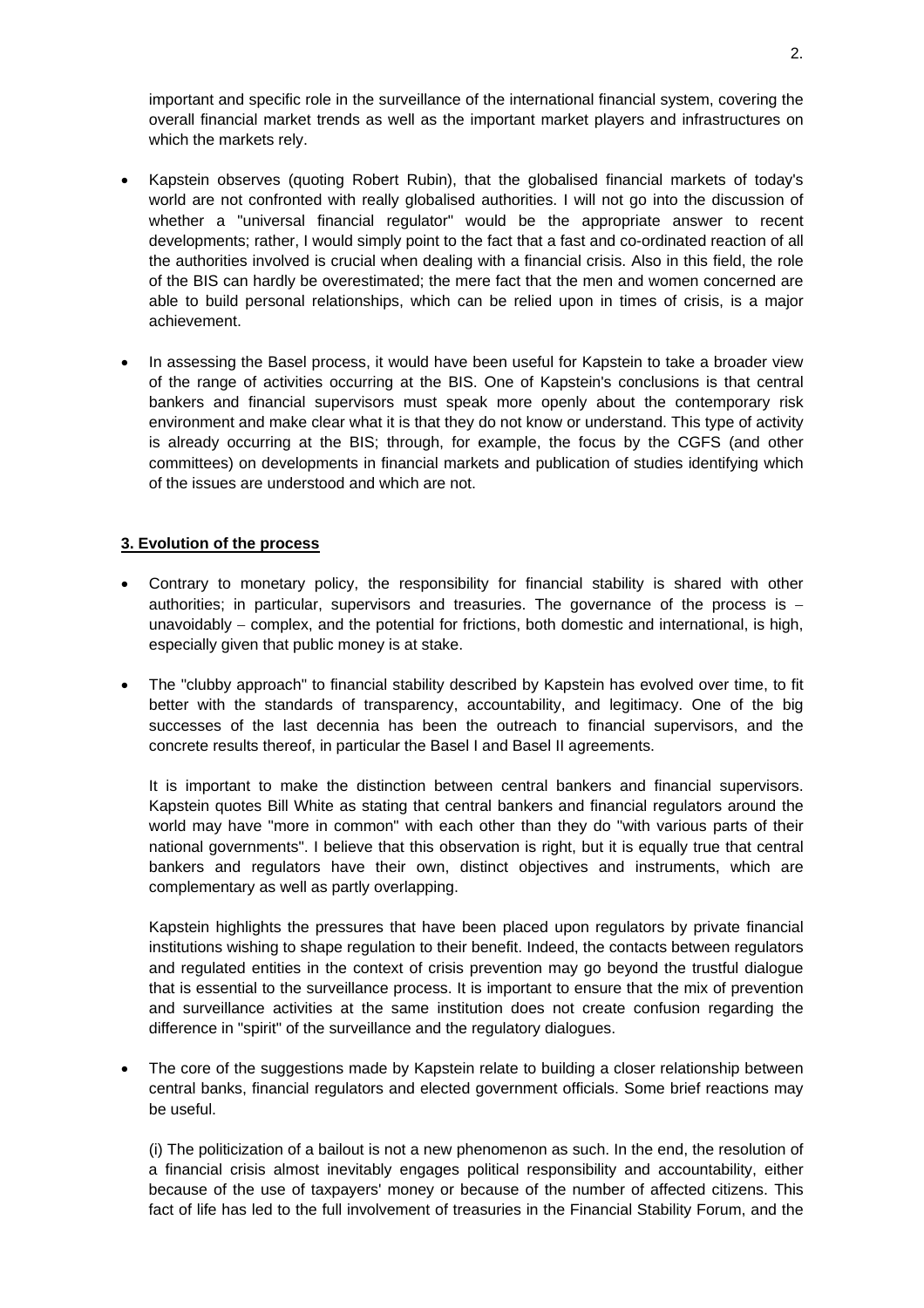important and specific role in the surveillance of the international financial system, covering the overall financial market trends as well as the important market players and infrastructures on which the markets rely.

- Kapstein observes (quoting Robert Rubin), that the globalised financial markets of today's world are not confronted with really globalised authorities. I will not go into the discussion of whether a "universal financial regulator" would be the appropriate answer to recent developments; rather, I would simply point to the fact that a fast and co-ordinated reaction of all the authorities involved is crucial when dealing with a financial crisis. Also in this field, the role of the BIS can hardly be overestimated; the mere fact that the men and women concerned are able to build personal relationships, which can be relied upon in times of crisis, is a major achievement.

- In assessing the Basel process, it would have been useful for Kapstein to take a broader view of the range of activities occurring at the BIS. One of Kapstein's conclusions is that central bankers and financial supervisors must speak more openly about the contemporary risk environment and make clear what it is that they do not know or understand. This type of activity is already occurring at the BIS; through, for example, the focus by the CGFS (and other committees) on developments in financial markets and publication of studies identifying which of the issues are understood and which are not.

**3. Evolution of the process**

- Contrary to monetary policy, the responsibility for financial stability is shared with other authorities; in particular, supervisors and treasuries. The governance of the process is – unavoidably – complex, and the potential for frictions, both domestic and international, is high, especially given that public money is at stake.

- The "clubby approach" to financial stability described by Kapstein has evolved over time, to fit better with the standards of transparency, accountability, and legitimacy. One of the big successes of the last decennia has been the outreach to financial supervisors, and the concrete results thereof, in particular the Basel I and Basel II agreements.

  It is important to make the distinction between central bankers and financial supervisors. Kapstein quotes Bill White as stating that central bankers and financial regulators around the world may have "more in common" with each other than they do "with various parts of their national governments". I believe that this observation is right, but it is equally true that central bankers and regulators have their own, distinct objectives and instruments, which are complementary as well as partly overlapping.

  Kapstein highlights the pressures that have been placed upon regulators by private financial institutions wishing to shape regulation to their benefit. Indeed, the contacts between regulators and regulated entities in the context of crisis prevention may go beyond the trustful dialogue that is essential to the surveillance process. It is important to ensure that the mix of prevention and surveillance activities at the same institution does not create confusion regarding the difference in "spirit" of the surveillance and the regulatory dialogues.

- The core of the suggestions made by Kapstein relate to building a closer relationship between central banks, financial regulators and elected government officials. Some brief reactions may be useful.

  (i) The politicization of a bailout is not a new phenomenon as such. In the end, the resolution of a financial crisis almost inevitably engages political responsibility and accountability, either because of the use of taxpayers' money or because of the number of affected citizens. This fact of life has led to the full involvement of treasuries in the Financial Stability Forum, and the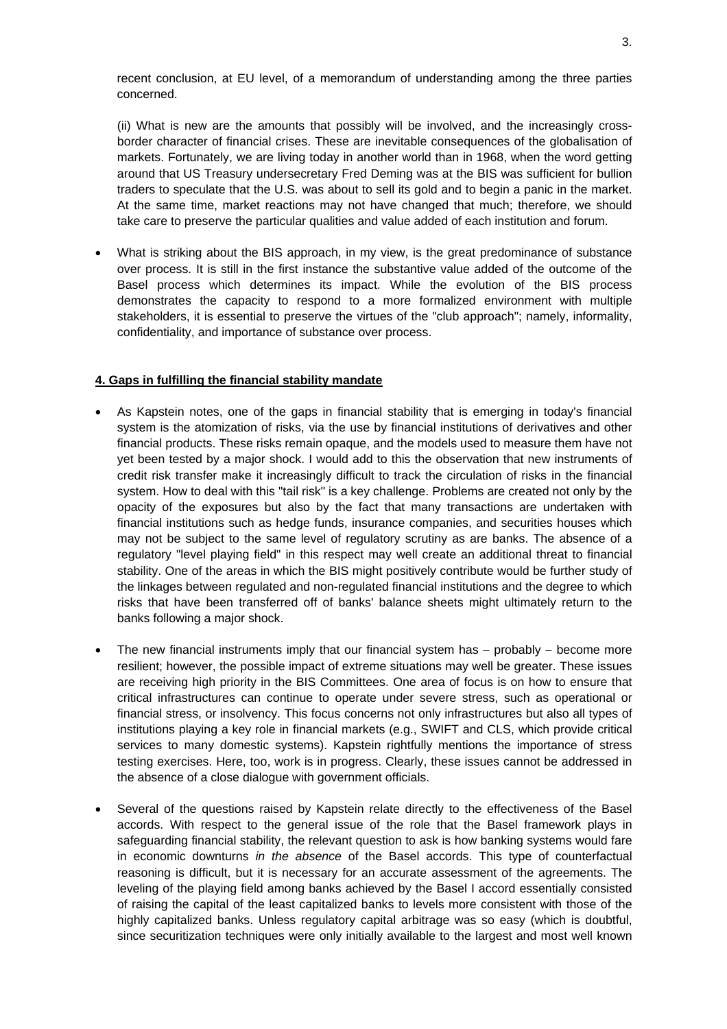recent conclusion, at EU level, of a memorandum of understanding among the three parties concerned.

(ii) What is new are the amounts that possibly will be involved, and the increasingly cross-border character of financial crises. These are inevitable consequences of the globalisation of markets. Fortunately, we are living today in another world than in 1968, when the word getting around that US Treasury undersecretary Fred Deming was at the BIS was sufficient for bullion traders to speculate that the U.S. was about to sell its gold and to begin a panic in the market. At the same time, market reactions may not have changed that much; therefore, we should take care to preserve the particular qualities and value added of each institution and forum.

- What is striking about the BIS approach, in my view, is the great predominance of substance over process. It is still in the first instance the substantive value added of the outcome of the Basel process which determines its impact. While the evolution of the BIS process demonstrates the capacity to respond to a more formalized environment with multiple stakeholders, it is essential to preserve the virtues of the "club approach"; namely, informality, confidentiality, and importance of substance over process.

**4. Gaps in fulfilling the financial stability mandate**

- As Kapstein notes, one of the gaps in financial stability that is emerging in today's financial system is the atomization of risks, via the use by financial institutions of derivatives and other financial products. These risks remain opaque, and the models used to measure them have not yet been tested by a major shock. I would add to this the observation that new instruments of credit risk transfer make it increasingly difficult to track the circulation of risks in the financial system. How to deal with this "tail risk" is a key challenge. Problems are created not only by the opacity of the exposures but also by the fact that many transactions are undertaken with financial institutions such as hedge funds, insurance companies, and securities houses which may not be subject to the same level of regulatory scrutiny as are banks. The absence of a regulatory "level playing field" in this respect may well create an additional threat to financial stability. One of the areas in which the BIS might positively contribute would be further study of the linkages between regulated and non-regulated financial institutions and the degree to which risks that have been transferred off of banks' balance sheets might ultimately return to the banks following a major shock.

- The new financial instruments imply that our financial system has – probably – become more resilient; however, the possible impact of extreme situations may well be greater. These issues are receiving high priority in the BIS Committees. One area of focus is on how to ensure that critical infrastructures can continue to operate under severe stress, such as operational or financial stress, or insolvency. This focus concerns not only infrastructures but also all types of institutions playing a key role in financial markets (e.g., SWIFT and CLS, which provide critical services to many domestic systems). Kapstein rightfully mentions the importance of stress testing exercises. Here, too, work is in progress. Clearly, these issues cannot be addressed in the absence of a close dialogue with government officials.

- Several of the questions raised by Kapstein relate directly to the effectiveness of the Basel accords. With respect to the general issue of the role that the Basel framework plays in safeguarding financial stability, the relevant question to ask is how banking systems would fare in economic downturns *in the absence* of the Basel accords. This type of counterfactual reasoning is difficult, but it is necessary for an accurate assessment of the agreements. The leveling of the playing field among banks achieved by the Basel I accord essentially consisted of raising the capital of the least capitalized banks to levels more consistent with those of the highly capitalized banks. Unless regulatory capital arbitrage was so easy (which is doubtful, since securitization techniques were only initially available to the largest and most well known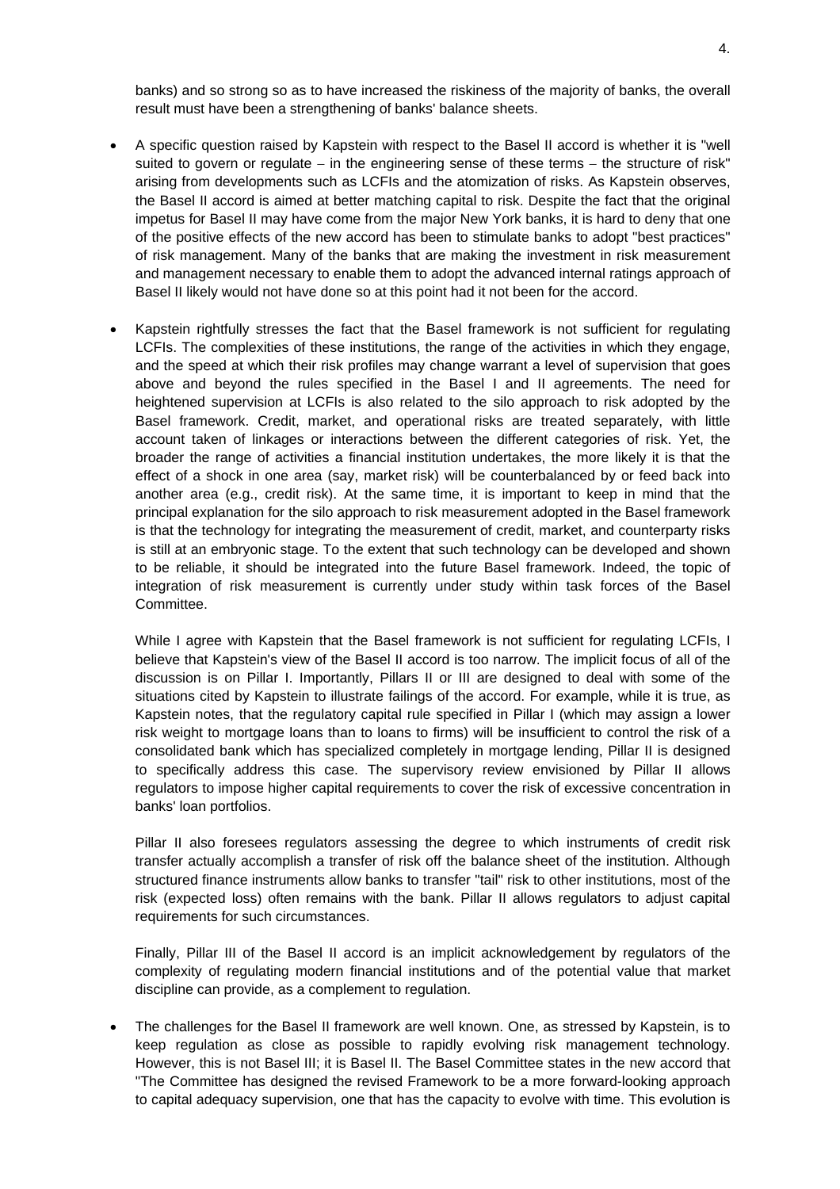banks) and so strong so as to have increased the riskiness of the majority of banks, the overall result must have been a strengthening of banks' balance sheets.

- A specific question raised by Kapstein with respect to the Basel II accord is whether it is "well suited to govern or regulate − in the engineering sense of these terms − the structure of risk" arising from developments such as LCFIs and the atomization of risks. As Kapstein observes, the Basel II accord is aimed at better matching capital to risk. Despite the fact that the original impetus for Basel II may have come from the major New York banks, it is hard to deny that one of the positive effects of the new accord has been to stimulate banks to adopt "best practices" of risk management. Many of the banks that are making the investment in risk measurement and management necessary to enable them to adopt the advanced internal ratings approach of Basel II likely would not have done so at this point had it not been for the accord.

- Kapstein rightfully stresses the fact that the Basel framework is not sufficient for regulating LCFIs. The complexities of these institutions, the range of the activities in which they engage, and the speed at which their risk profiles may change warrant a level of supervision that goes above and beyond the rules specified in the Basel I and II agreements. The need for heightened supervision at LCFIs is also related to the silo approach to risk adopted by the Basel framework. Credit, market, and operational risks are treated separately, with little account taken of linkages or interactions between the different categories of risk. Yet, the broader the range of activities a financial institution undertakes, the more likely it is that the effect of a shock in one area (say, market risk) will be counterbalanced by or feed back into another area (e.g., credit risk). At the same time, it is important to keep in mind that the principal explanation for the silo approach to risk measurement adopted in the Basel framework is that the technology for integrating the measurement of credit, market, and counterparty risks is still at an embryonic stage. To the extent that such technology can be developed and shown to be reliable, it should be integrated into the future Basel framework. Indeed, the topic of integration of risk measurement is currently under study within task forces of the Basel Committee.

  While I agree with Kapstein that the Basel framework is not sufficient for regulating LCFIs, I believe that Kapstein's view of the Basel II accord is too narrow. The implicit focus of all of the discussion is on Pillar I. Importantly, Pillars II or III are designed to deal with some of the situations cited by Kapstein to illustrate failings of the accord. For example, while it is true, as Kapstein notes, that the regulatory capital rule specified in Pillar I (which may assign a lower risk weight to mortgage loans than to loans to firms) will be insufficient to control the risk of a consolidated bank which has specialized completely in mortgage lending, Pillar II is designed to specifically address this case. The supervisory review envisioned by Pillar II allows regulators to impose higher capital requirements to cover the risk of excessive concentration in banks' loan portfolios.

  Pillar II also foresees regulators assessing the degree to which instruments of credit risk transfer actually accomplish a transfer of risk off the balance sheet of the institution. Although structured finance instruments allow banks to transfer "tail" risk to other institutions, most of the risk (expected loss) often remains with the bank. Pillar II allows regulators to adjust capital requirements for such circumstances.

  Finally, Pillar III of the Basel II accord is an implicit acknowledgement by regulators of the complexity of regulating modern financial institutions and of the potential value that market discipline can provide, as a complement to regulation.

- The challenges for the Basel II framework are well known. One, as stressed by Kapstein, is to keep regulation as close as possible to rapidly evolving risk management technology. However, this is not Basel III; it is Basel II. The Basel Committee states in the new accord that "The Committee has designed the revised Framework to be a more forward-looking approach to capital adequacy supervision, one that has the capacity to evolve with time. This evolution is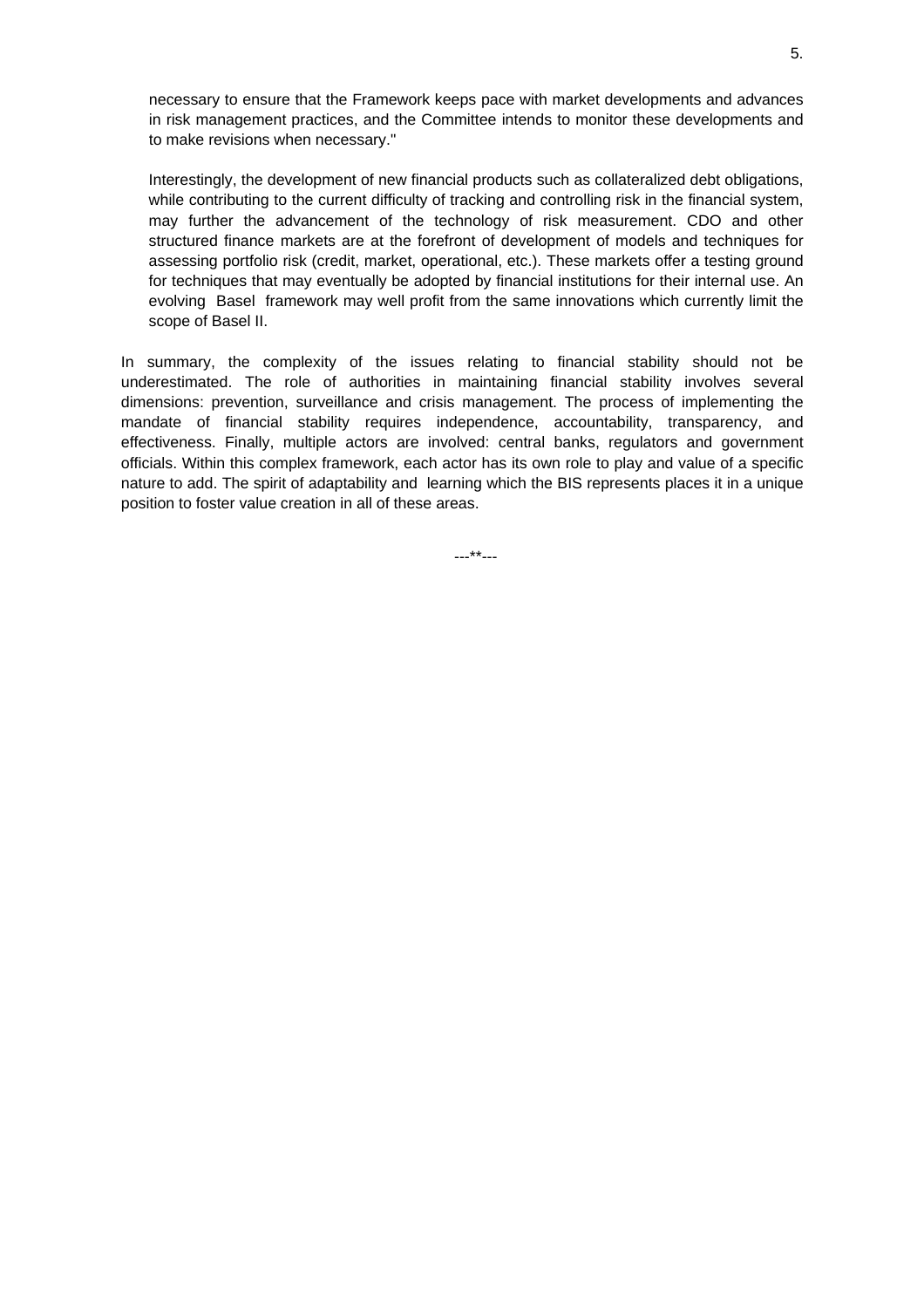necessary to ensure that the Framework keeps pace with market developments and advances in risk management practices, and the Committee intends to monitor these developments and to make revisions when necessary."

Interestingly, the development of new financial products such as collateralized debt obligations, while contributing to the current difficulty of tracking and controlling risk in the financial system, may further the advancement of the technology of risk measurement. CDO and other structured finance markets are at the forefront of development of models and techniques for assessing portfolio risk (credit, market, operational, etc.). These markets offer a testing ground for techniques that may eventually be adopted by financial institutions for their internal use. An evolving Basel framework may well profit from the same innovations which currently limit the scope of Basel II.

In summary, the complexity of the issues relating to financial stability should not be underestimated. The role of authorities in maintaining financial stability involves several dimensions: prevention, surveillance and crisis management. The process of implementing the mandate of financial stability requires independence, accountability, transparency, and effectiveness. Finally, multiple actors are involved: central banks, regulators and government officials. Within this complex framework, each actor has its own role to play and value of a specific nature to add. The spirit of adaptability and learning which the BIS represents places it in a unique position to foster value creation in all of these areas.

---**---